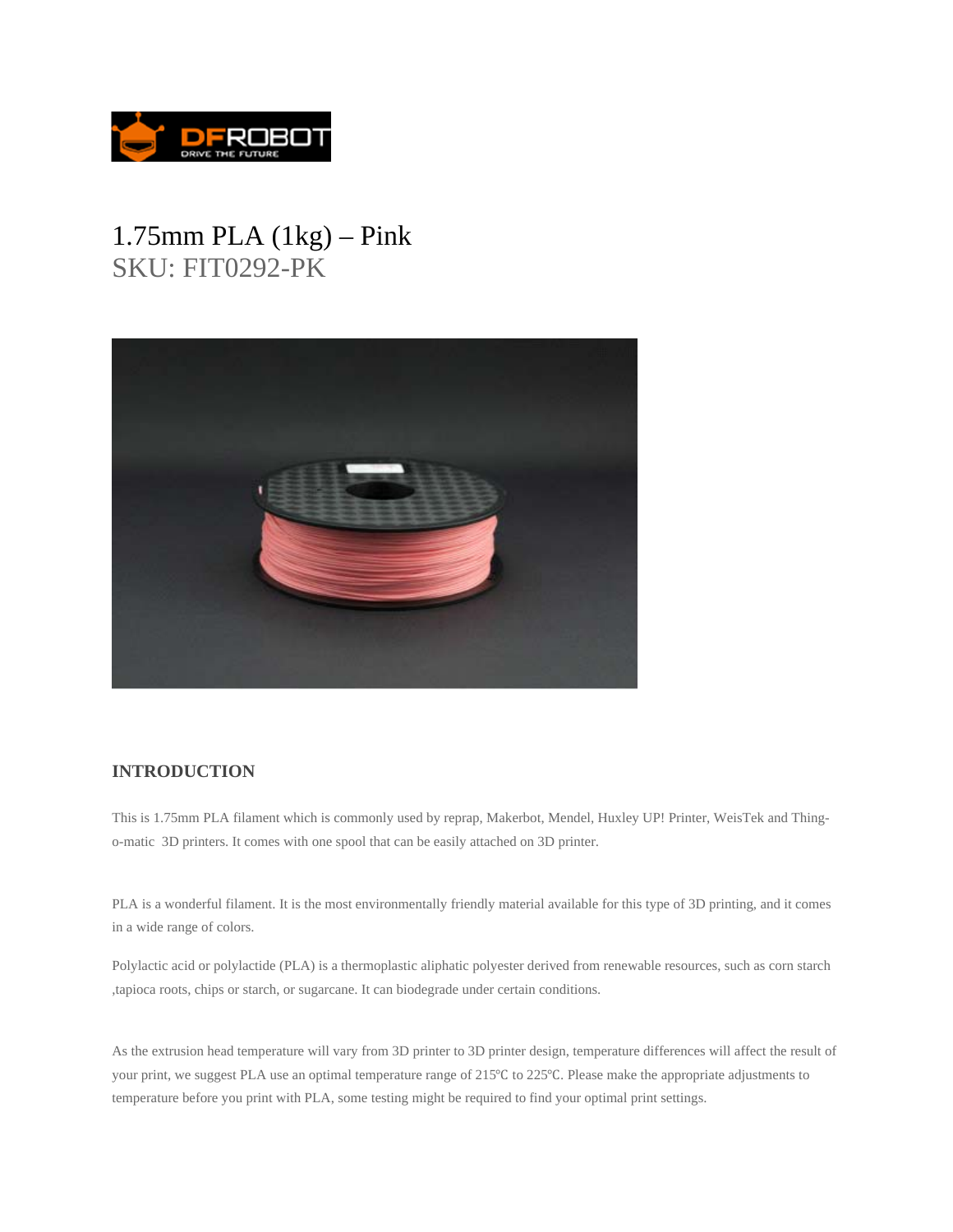# 1.75mm PLA (1kg) – Pink

SKU: FIT0292-PK

## INTRODUCTION

This is 1.75mm PLA filament which is commonly used by reprap, Makerbot, Mendel, Huxley UP! Printer, WeisTek and Thing-o-matic 3D printers. It comes with one spool that can be easily attached on 3D printer.

PLA is a wonderful filament. It is the most environmentally friendly material available for this type of 3D printing, and it comes in a wide range of colors.

Polylactic acid or polylactide (PLA) is a thermoplastic aliphatic polyester derived from renewable resources, such as corn starch ,tapioca roots, chips or starch, or sugarcane. It can biodegrade under certain conditions.

As the extrusion head temperature will vary from 3D printer to 3D printer design, temperature differences will affect the result of your print, we suggest PLA use an optimal temperature range of 215℃ to 225℃. Please make the appropriate adjustments to temperature before you print with PLA, some testing might be required to find your optimal print settings.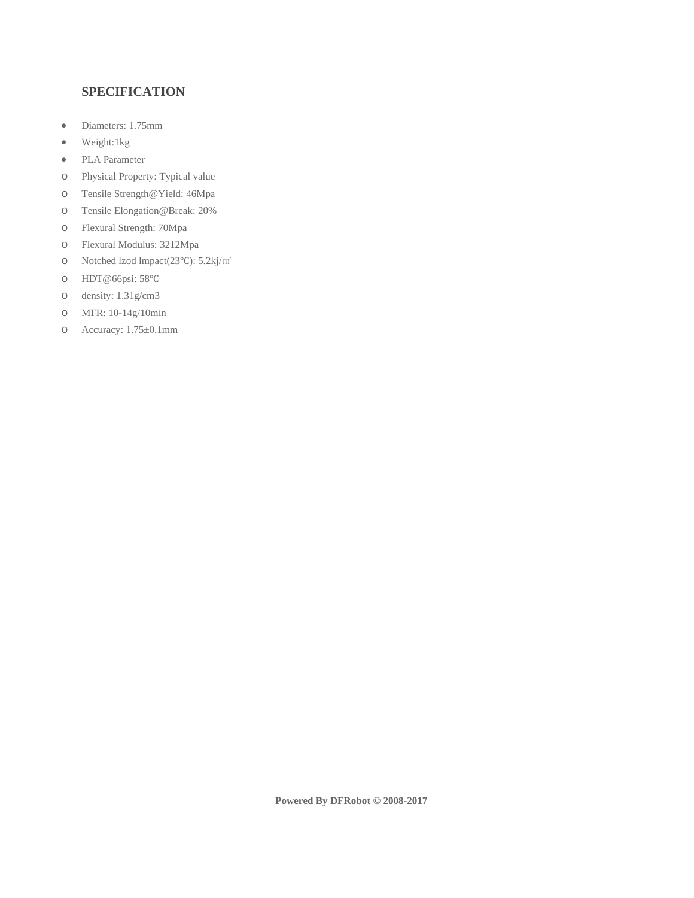## SPECIFICATION

- Diameters: 1.75mm
- Weight:1kg
- PLA Parameter
  - Physical Property: Typical value
  - Tensile Strength@Yield: 46Mpa
  - Tensile Elongation@Break: 20%
  - Flexural Strength: 70Mpa
  - Flexural Modulus: 3212Mpa
  - Notched lzod lmpact(23℃): 5.2kj/㎡
  - HDT@66psi: 58℃
  - density: 1.31g/cm3
  - MFR: 10-14g/10min
  - Accuracy: 1.75±0.1mm

**Powered By DFRobot © 2008-2017**